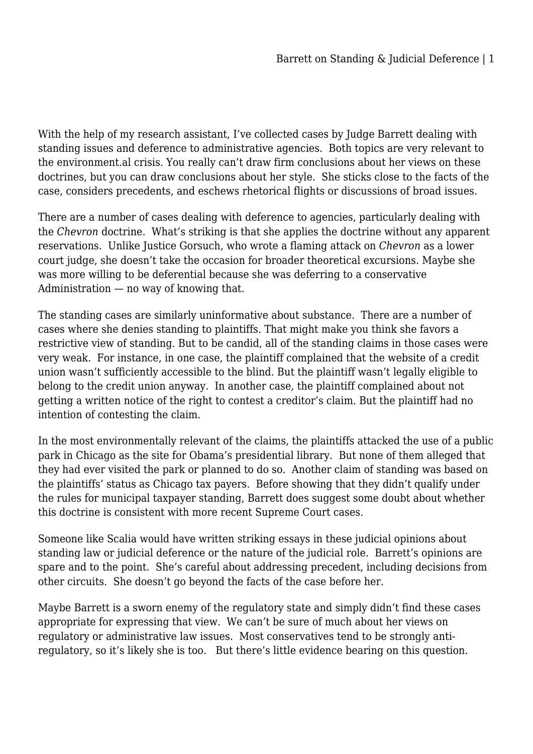With the help of my research assistant, I've collected cases by Judge Barrett dealing with standing issues and deference to administrative agencies. Both topics are very relevant to the environment.al crisis. You really can't draw firm conclusions about her views on these doctrines, but you can draw conclusions about her style. She sticks close to the facts of the case, considers precedents, and eschews rhetorical flights or discussions of broad issues.

There are a number of cases dealing with deference to agencies, particularly dealing with the *Chevron* doctrine. What's striking is that she applies the doctrine without any apparent reservations. Unlike Justice Gorsuch, who wrote a flaming attack on *Chevron* as a lower court judge, she doesn't take the occasion for broader theoretical excursions. Maybe she was more willing to be deferential because she was deferring to a conservative Administration — no way of knowing that.

The standing cases are similarly uninformative about substance. There are a number of cases where she denies standing to plaintiffs. That might make you think she favors a restrictive view of standing. But to be candid, all of the standing claims in those cases were very weak. For instance, in one case, the plaintiff complained that the website of a credit union wasn't sufficiently accessible to the blind. But the plaintiff wasn't legally eligible to belong to the credit union anyway. In another case, the plaintiff complained about not getting a written notice of the right to contest a creditor's claim. But the plaintiff had no intention of contesting the claim.

In the most environmentally relevant of the claims, the plaintiffs attacked the use of a public park in Chicago as the site for Obama's presidential library. But none of them alleged that they had ever visited the park or planned to do so. Another claim of standing was based on the plaintiffs' status as Chicago tax payers. Before showing that they didn't qualify under the rules for municipal taxpayer standing, Barrett does suggest some doubt about whether this doctrine is consistent with more recent Supreme Court cases.

Someone like Scalia would have written striking essays in these judicial opinions about standing law or judicial deference or the nature of the judicial role. Barrett's opinions are spare and to the point. She's careful about addressing precedent, including decisions from other circuits. She doesn't go beyond the facts of the case before her.

Maybe Barrett is a sworn enemy of the regulatory state and simply didn't find these cases appropriate for expressing that view. We can't be sure of much about her views on regulatory or administrative law issues. Most conservatives tend to be strongly anti-regulatory, so it's likely she is too. But there's little evidence bearing on this question.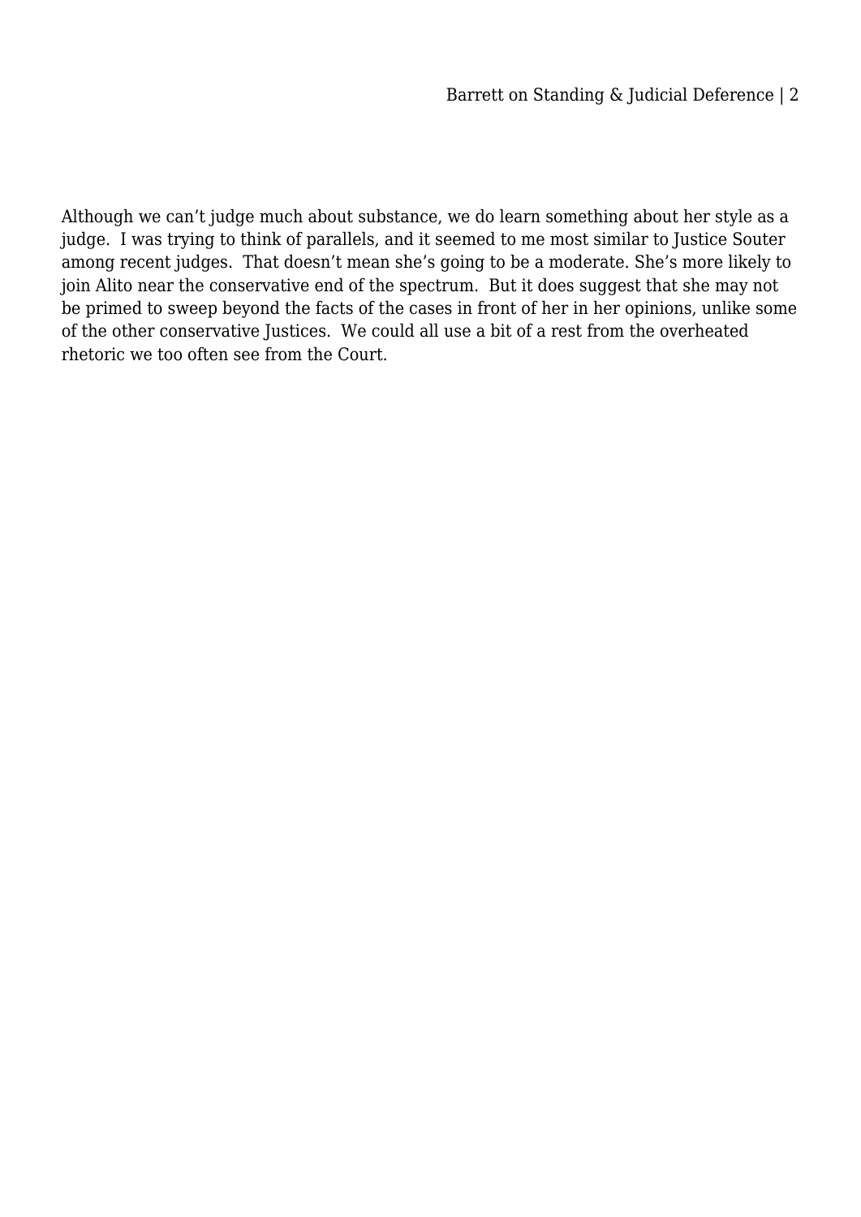Although we can't judge much about substance, we do learn something about her style as a judge. I was trying to think of parallels, and it seemed to me most similar to Justice Souter among recent judges. That doesn't mean she's going to be a moderate. She's more likely to join Alito near the conservative end of the spectrum. But it does suggest that she may not be primed to sweep beyond the facts of the cases in front of her in her opinions, unlike some of the other conservative Justices. We could all use a bit of a rest from the overheated rhetoric we too often see from the Court.